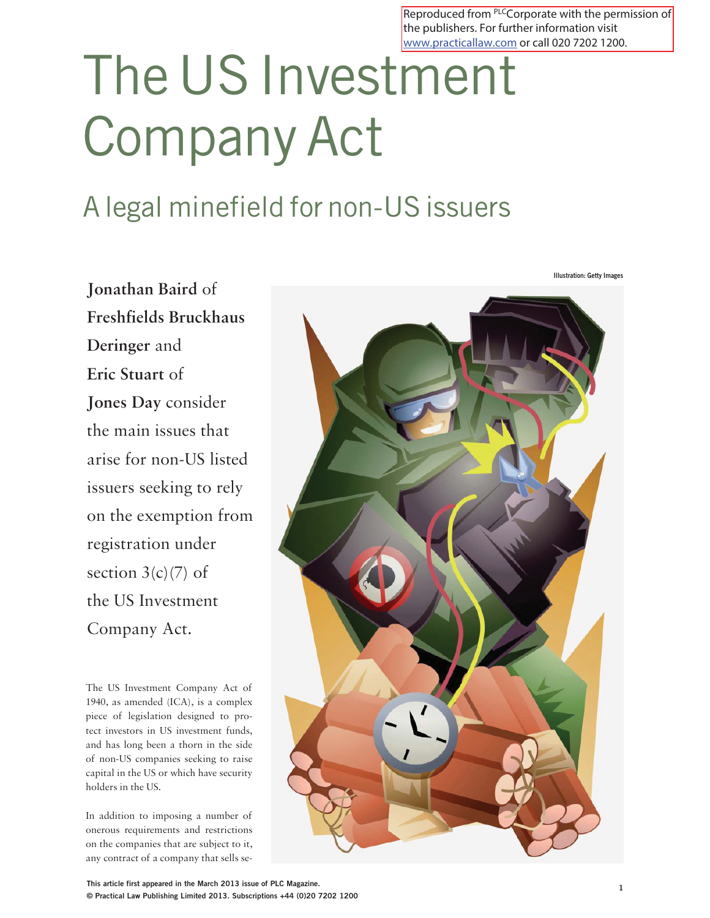Reproduced from PLCCorporate with the permission of the publishers. For further information visit www.practicallaw.com or call 020 7202 1200.

# The US Investment Company Act

## A legal minefield for non-US issuers

Illustration: Getty Images

**Jonathan Baird** of **Freshfields Bruckhaus Deringer** and **Eric Stuart** of **Jones Day** consider the main issues that arise for non-US listed issuers seeking to rely on the exemption from registration under section 3(c)(7) of the US Investment Company Act.

The US Investment Company Act of 1940, as amended (ICA), is a complex piece of legislation designed to protect investors in US investment funds, and has long been a thorn in the side of non-US companies seeking to raise capital in the US or which have security holders in the US.

In addition to imposing a number of onerous requirements and restrictions on the companies that are subject to it, any contract of a company that sells se-

This article first appeared in the March 2013 issue of PLC Magazine.
© Practical Law Publishing Limited 2013. Subscriptions +44 (0)20 7202 1200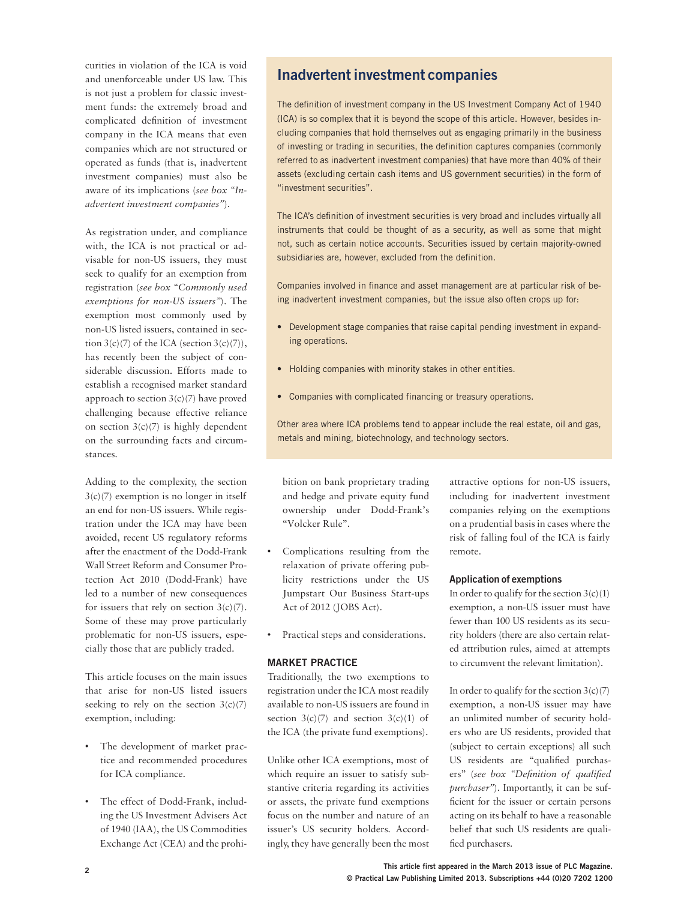curities in violation of the ICA is void and unenforceable under US law. This is not just a problem for classic investment funds: the extremely broad and complicated definition of investment company in the ICA means that even companies which are not structured or operated as funds (that is, inadvertent investment companies) must also be aware of its implications (*see box "Inadvertent investment companies"*).

As registration under, and compliance with, the ICA is not practical or advisable for non-US issuers, they must seek to qualify for an exemption from registration (*see box "Commonly used exemptions for non-US issuers"*). The exemption most commonly used by non-US listed issuers, contained in section 3(c)(7) of the ICA (section 3(c)(7)), has recently been the subject of considerable discussion. Efforts made to establish a recognised market standard approach to section 3(c)(7) have proved challenging because effective reliance on section 3(c)(7) is highly dependent on the surrounding facts and circumstances.

Adding to the complexity, the section 3(c)(7) exemption is no longer in itself an end for non-US issuers. While registration under the ICA may have been avoided, recent US regulatory reforms after the enactment of the Dodd-Frank Wall Street Reform and Consumer Protection Act 2010 (Dodd-Frank) have led to a number of new consequences for issuers that rely on section 3(c)(7). Some of these may prove particularly problematic for non-US issuers, especially those that are publicly traded.

This article focuses on the main issues that arise for non-US listed issuers seeking to rely on the section 3(c)(7) exemption, including:

- The development of market practice and recommended procedures for ICA compliance.
- The effect of Dodd-Frank, including the US Investment Advisers Act of 1940 (IAA), the US Commodities Exchange Act (CEA) and the prohibition on bank proprietary trading and hedge and private equity fund ownership under Dodd-Frank's "Volcker Rule".
- Complications resulting from the relaxation of private offering publicity restrictions under the US Jumpstart Our Business Start-ups Act of 2012 (JOBS Act).
- Practical steps and considerations.

## Inadvertent investment companies

The definition of investment company in the US Investment Company Act of 1940 (ICA) is so complex that it is beyond the scope of this article. However, besides including companies that hold themselves out as engaging primarily in the business of investing or trading in securities, the definition captures companies (commonly referred to as inadvertent investment companies) that have more than 40% of their assets (excluding certain cash items and US government securities) in the form of "investment securities".

The ICA's definition of investment securities is very broad and includes virtually all instruments that could be thought of as a security, as well as some that might not, such as certain notice accounts. Securities issued by certain majority-owned subsidiaries are, however, excluded from the definition.

Companies involved in finance and asset management are at particular risk of being inadvertent investment companies, but the issue also often crops up for:

- Development stage companies that raise capital pending investment in expanding operations.
- Holding companies with minority stakes in other entities.
- Companies with complicated financing or treasury operations.

Other area where ICA problems tend to appear include the real estate, oil and gas, metals and mining, biotechnology, and technology sectors.

## MARKET PRACTICE

Traditionally, the two exemptions to registration under the ICA most readily available to non-US issuers are found in section 3(c)(7) and section 3(c)(1) of the ICA (the private fund exemptions).

Unlike other ICA exemptions, most of which require an issuer to satisfy substantive criteria regarding its activities or assets, the private fund exemptions focus on the number and nature of an issuer's US security holders. Accordingly, they have generally been the most attractive options for non-US issuers, including for inadvertent investment companies relying on the exemptions on a prudential basis in cases where the risk of falling foul of the ICA is fairly remote.

### Application of exemptions

In order to qualify for the section 3(c)(1) exemption, a non-US issuer must have fewer than 100 US residents as its security holders (there are also certain related attribution rules, aimed at attempts to circumvent the relevant limitation).

In order to qualify for the section 3(c)(7) exemption, a non-US issuer may have an unlimited number of security holders who are US residents, provided that (subject to certain exceptions) all such US residents are "qualified purchasers" (*see box "Definition of qualified purchaser"*). Importantly, it can be sufficient for the issuer or certain persons acting on its behalf to have a reasonable belief that such US residents are qualified purchasers.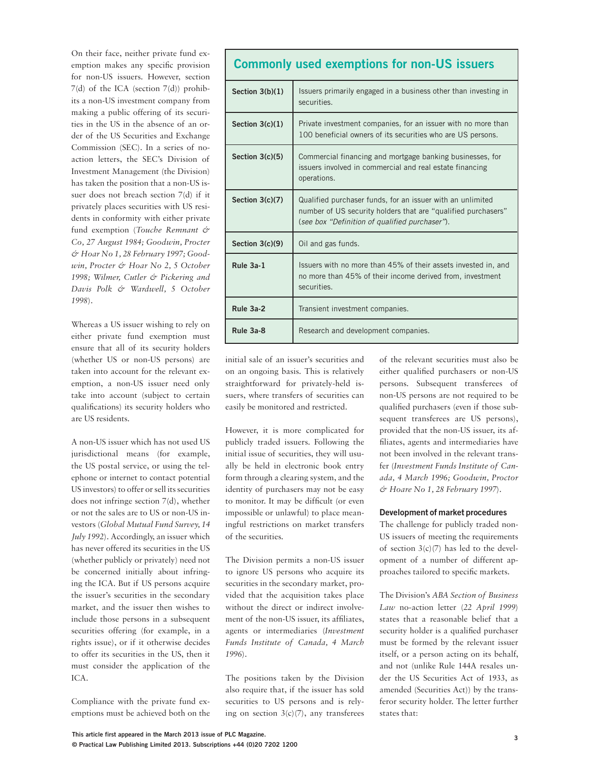On their face, neither private fund exemption makes any specific provision for non-US issuers. However, section 7(d) of the ICA (section 7(d)) prohibits a non-US investment company from making a public offering of its securities in the US in the absence of an order of the US Securities and Exchange Commission (SEC). In a series of no-action letters, the SEC's Division of Investment Management (the Division) has taken the position that a non-US issuer does not breach section 7(d) if it privately places securities with US residents in conformity with either private fund exemption (*Touche Remnant & Co, 27 August 1984; Goodwin, Procter & Hoar No 1, 28 February 1997; Goodwin, Procter & Hoar No 2, 5 October 1998; Wilmer, Cutler & Pickering and Davis Polk & Wardwell, 5 October 1998*).

Whereas a US issuer wishing to rely on either private fund exemption must ensure that all of its security holders (whether US or non-US persons) are taken into account for the relevant exemption, a non-US issuer need only take into account (subject to certain qualifications) its security holders who are US residents.

A non-US issuer which has not used US jurisdictional means (for example, the US postal service, or using the telephone or internet to contact potential US investors) to offer or sell its securities does not infringe section 7(d), whether or not the sales are to US or non-US investors (*Global Mutual Fund Survey, 14 July 1992*). Accordingly, an issuer which has never offered its securities in the US (whether publicly or privately) need not be concerned initially about infringing the ICA. But if US persons acquire the issuer's securities in the secondary market, and the issuer then wishes to include those persons in a subsequent securities offering (for example, in a rights issue), or if it otherwise decides to offer its securities in the US, then it must consider the application of the ICA.

Compliance with the private fund exemptions must be achieved both on the initial sale of an issuer's securities and on an ongoing basis. This is relatively straightforward for privately-held issuers, where transfers of securities can easily be monitored and restricted.

However, it is more complicated for publicly traded issuers. Following the initial issue of securities, they will usually be held in electronic book entry form through a clearing system, and the identity of purchasers may not be easy to monitor. It may be difficult (or even impossible or unlawful) to place meaningful restrictions on market transfers of the securities.

The Division permits a non-US issuer to ignore US persons who acquire its securities in the secondary market, provided that the acquisition takes place without the direct or indirect involvement of the non-US issuer, its affiliates, agents or intermediaries (*Investment Funds Institute of Canada, 4 March 1996*).

The positions taken by the Division also require that, if the issuer has sold securities to US persons and is relying on section 3(c)(7), any transferees of the relevant securities must also be either qualified purchasers or non-US persons. Subsequent transferees of non-US persons are not required to be qualified purchasers (even if those subsequent transferees are US persons), provided that the non-US issuer, its affiliates, agents and intermediaries have not been involved in the relevant transfer (*Investment Funds Institute of Canada, 4 March 1996; Goodwin, Proctor & Hoare No 1, 28 February 1997*).

### Commonly used exemptions for non-US issuers

| | |
|---|---|
| **Section 3(b)(1)** | Issuers primarily engaged in a business other than investing in securities. |
| **Section 3(c)(1)** | Private investment companies, for an issuer with no more than 100 beneficial owners of its securities who are US persons. |
| **Section 3(c)(5)** | Commercial financing and mortgage banking businesses, for issuers involved in commercial and real estate financing operations. |
| **Section 3(c)(7)** | Qualified purchaser funds, for an issuer with an unlimited number of US security holders that are "qualified purchasers" (*see box "Definition of qualified purchaser"*). |
| **Section 3(c)(9)** | Oil and gas funds. |
| **Rule 3a-1** | Issuers with no more than 45% of their assets invested in, and no more than 45% of their income derived from, investment securities. |
| **Rule 3a-2** | Transient investment companies. |
| **Rule 3a-8** | Research and development companies. |

### Development of market procedures

The challenge for publicly traded non-US issuers of meeting the requirements of section 3(c)(7) has led to the development of a number of different approaches tailored to specific markets.

The Division's *ABA Section of Business Law* no-action letter (*22 April 1999*) states that a reasonable belief that a security holder is a qualified purchaser must be formed by the relevant issuer itself, or a person acting on its behalf, and not (unlike Rule 144A resales under the US Securities Act of 1933, as amended (Securities Act)) by the transferor security holder. The letter further states that: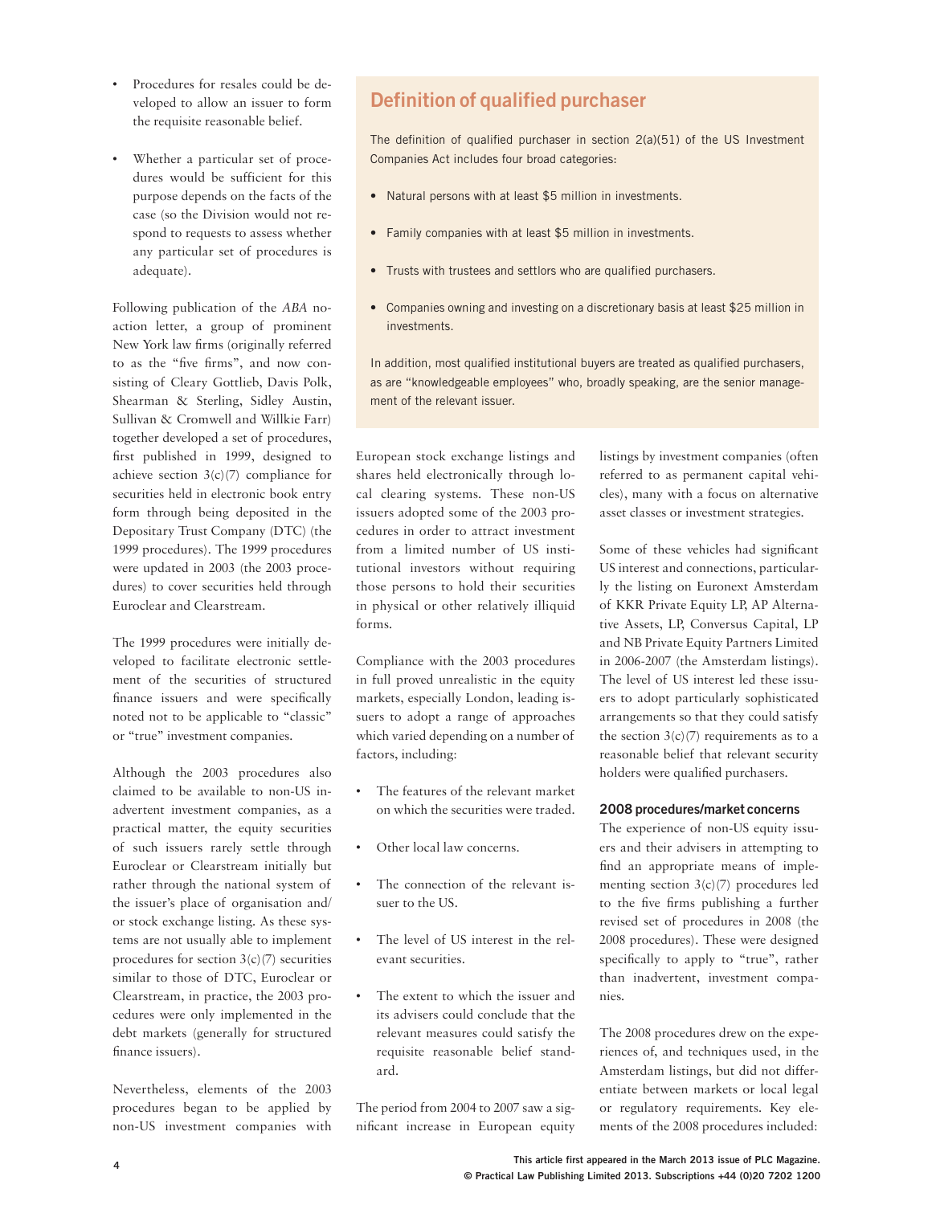- Procedures for resales could be developed to allow an issuer to form the requisite reasonable belief.

- Whether a particular set of procedures would be sufficient for this purpose depends on the facts of the case (so the Division would not respond to requests to assess whether any particular set of procedures is adequate).

Following publication of the *ABA* no-action letter, a group of prominent New York law firms (originally referred to as the "five firms", and now consisting of Cleary Gottlieb, Davis Polk, Shearman & Sterling, Sidley Austin, Sullivan & Cromwell and Willkie Farr) together developed a set of procedures, first published in 1999, designed to achieve section 3(c)(7) compliance for securities held in electronic book entry form through being deposited in the Depositary Trust Company (DTC) (the 1999 procedures). The 1999 procedures were updated in 2003 (the 2003 procedures) to cover securities held through Euroclear and Clearstream.

The 1999 procedures were initially developed to facilitate electronic settlement of the securities of structured finance issuers and were specifically noted not to be applicable to "classic" or "true" investment companies.

Although the 2003 procedures also claimed to be available to non-US inadvertent investment companies, as a practical matter, the equity securities of such issuers rarely settle through Euroclear or Clearstream initially but rather through the national system of the issuer's place of organisation and/or stock exchange listing. As these systems are not usually able to implement procedures for section 3(c)(7) securities similar to those of DTC, Euroclear or Clearstream, in practice, the 2003 procedures were only implemented in the debt markets (generally for structured finance issuers).

Nevertheless, elements of the 2003 procedures began to be applied by non-US investment companies with European stock exchange listings and shares held electronically through local clearing systems. These non-US issuers adopted some of the 2003 procedures in order to attract investment from a limited number of US institutional investors without requiring those persons to hold their securities in physical or other relatively illiquid forms.

Compliance with the 2003 procedures in full proved unrealistic in the equity markets, especially London, leading issuers to adopt a range of approaches which varied depending on a number of factors, including:

- The features of the relevant market on which the securities were traded.

- Other local law concerns.

- The connection of the relevant issuer to the US.

- The level of US interest in the relevant securities.

- The extent to which the issuer and its advisers could conclude that the relevant measures could satisfy the requisite reasonable belief standard.

The period from 2004 to 2007 saw a significant increase in European equity listings by investment companies (often referred to as permanent capital vehicles), many with a focus on alternative asset classes or investment strategies.

Some of these vehicles had significant US interest and connections, particularly the listing on Euronext Amsterdam of KKR Private Equity LP, AP Alternative Assets, LP, Conversus Capital, LP and NB Private Equity Partners Limited in 2006-2007 (the Amsterdam listings). The level of US interest led these issuers to adopt particularly sophisticated arrangements so that they could satisfy the section 3(c)(7) requirements as to a reasonable belief that relevant security holders were qualified purchasers.

### 2008 procedures/market concerns

The experience of non-US equity issuers and their advisers in attempting to find an appropriate means of implementing section 3(c)(7) procedures led to the five firms publishing a further revised set of procedures in 2008 (the 2008 procedures). These were designed specifically to apply to "true", rather than inadvertent, investment companies.

The 2008 procedures drew on the experiences of, and techniques used, in the Amsterdam listings, but did not differentiate between markets or local legal or regulatory requirements. Key elements of the 2008 procedures included:

## Definition of qualified purchaser

The definition of qualified purchaser in section 2(a)(51) of the US Investment Companies Act includes four broad categories:

- Natural persons with at least $5 million in investments.
- Family companies with at least $5 million in investments.
- Trusts with trustees and settlors who are qualified purchasers.
- Companies owning and investing on a discretionary basis at least $25 million in investments.

In addition, most qualified institutional buyers are treated as qualified purchasers, as are "knowledgeable employees" who, broadly speaking, are the senior management of the relevant issuer.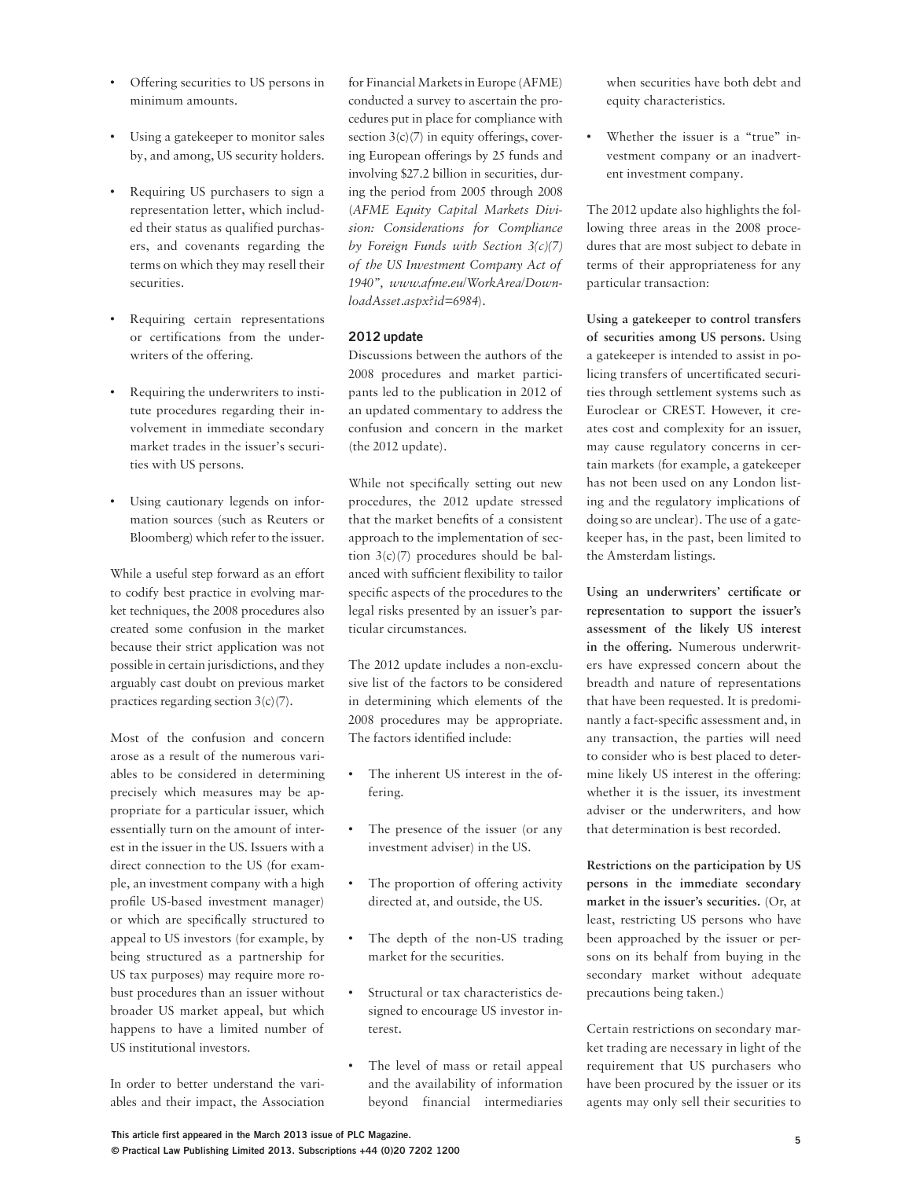- Offering securities to US persons in minimum amounts.
- Using a gatekeeper to monitor sales by, and among, US security holders.
- Requiring US purchasers to sign a representation letter, which included their status as qualified purchasers, and covenants regarding the terms on which they may resell their securities.
- Requiring certain representations or certifications from the underwriters of the offering.
- Requiring the underwriters to institute procedures regarding their involvement in immediate secondary market trades in the issuer's securities with US persons.
- Using cautionary legends on information sources (such as Reuters or Bloomberg) which refer to the issuer.

While a useful step forward as an effort to codify best practice in evolving market techniques, the 2008 procedures also created some confusion in the market because their strict application was not possible in certain jurisdictions, and they arguably cast doubt on previous market practices regarding section 3(c)(7).

Most of the confusion and concern arose as a result of the numerous variables to be considered in determining precisely which measures may be appropriate for a particular issuer, which essentially turn on the amount of interest in the issuer in the US. Issuers with a direct connection to the US (for example, an investment company with a high profile US-based investment manager) or which are specifically structured to appeal to US investors (for example, by being structured as a partnership for US tax purposes) may require more robust procedures than an issuer without broader US market appeal, but which happens to have a limited number of US institutional investors.

In order to better understand the variables and their impact, the Association for Financial Markets in Europe (AFME) conducted a survey to ascertain the procedures put in place for compliance with section 3(c)(7) in equity offerings, covering European offerings by 25 funds and involving $27.2 billion in securities, during the period from 2005 through 2008 (*AFME Equity Capital Markets Division: Considerations for Compliance by Foreign Funds with Section 3(c)(7) of the US Investment Company Act of 1940", www.afme.eu/WorkArea/DownloadAsset.aspx?id=6984*).

## 2012 update

Discussions between the authors of the 2008 procedures and market participants led to the publication in 2012 of an updated commentary to address the confusion and concern in the market (the 2012 update).

While not specifically setting out new procedures, the 2012 update stressed that the market benefits of a consistent approach to the implementation of section 3(c)(7) procedures should be balanced with sufficient flexibility to tailor specific aspects of the procedures to the legal risks presented by an issuer's particular circumstances.

The 2012 update includes a non-exclusive list of the factors to be considered in determining which elements of the 2008 procedures may be appropriate. The factors identified include:

- The inherent US interest in the offering.
- The presence of the issuer (or any investment adviser) in the US.
- The proportion of offering activity directed at, and outside, the US.
- The depth of the non-US trading market for the securities.
- Structural or tax characteristics designed to encourage US investor interest.
- The level of mass or retail appeal and the availability of information beyond financial intermediaries when securities have both debt and equity characteristics.
- Whether the issuer is a "true" investment company or an inadvertent investment company.

The 2012 update also highlights the following three areas in the 2008 procedures that are most subject to debate in terms of their appropriateness for any particular transaction:

**Using a gatekeeper to control transfers of securities among US persons.** Using a gatekeeper is intended to assist in policing transfers of uncertificated securities through settlement systems such as Euroclear or CREST. However, it creates cost and complexity for an issuer, may cause regulatory concerns in certain markets (for example, a gatekeeper has not been used on any London listing and the regulatory implications of doing so are unclear). The use of a gatekeeper has, in the past, been limited to the Amsterdam listings.

**Using an underwriters' certificate or representation to support the issuer's assessment of the likely US interest in the offering.** Numerous underwriters have expressed concern about the breadth and nature of representations that have been requested. It is predominantly a fact-specific assessment and, in any transaction, the parties will need to consider who is best placed to determine likely US interest in the offering: whether it is the issuer, its investment adviser or the underwriters, and how that determination is best recorded.

**Restrictions on the participation by US persons in the immediate secondary market in the issuer's securities.** (Or, at least, restricting US persons who have been approached by the issuer or persons on its behalf from buying in the secondary market without adequate precautions being taken.)

Certain restrictions on secondary market trading are necessary in light of the requirement that US purchasers who have been procured by the issuer or its agents may only sell their securities to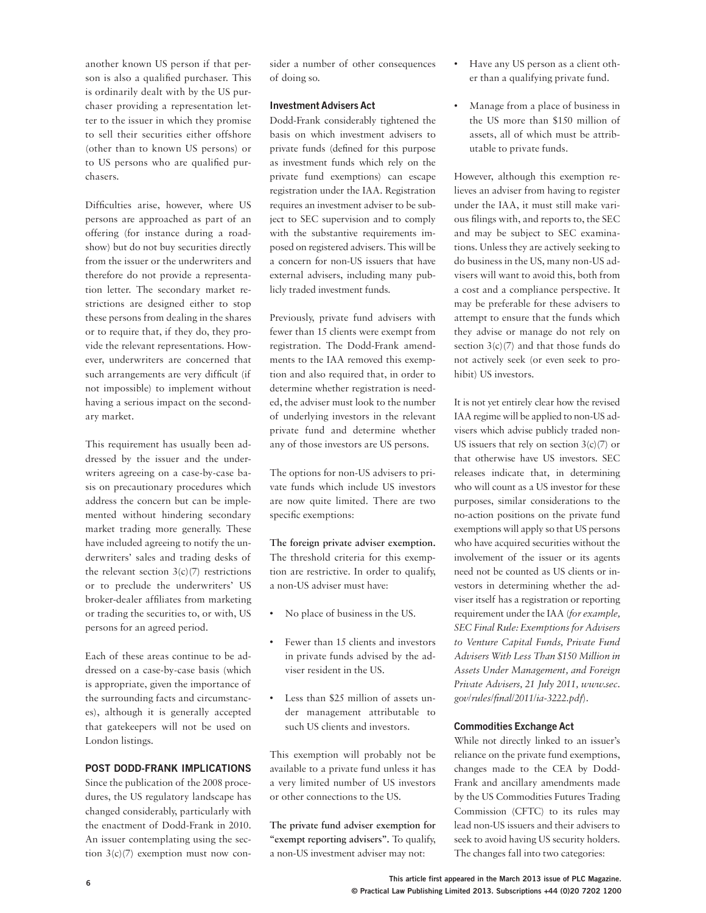another known US person if that person is also a qualified purchaser. This is ordinarily dealt with by the US purchaser providing a representation letter to the issuer in which they promise to sell their securities either offshore (other than to known US persons) or to US persons who are qualified purchasers.

Difficulties arise, however, where US persons are approached as part of an offering (for instance during a roadshow) but do not buy securities directly from the issuer or the underwriters and therefore do not provide a representation letter. The secondary market restrictions are designed either to stop these persons from dealing in the shares or to require that, if they do, they provide the relevant representations. However, underwriters are concerned that such arrangements are very difficult (if not impossible) to implement without having a serious impact on the secondary market.

This requirement has usually been addressed by the issuer and the underwriters agreeing on a case-by-case basis on precautionary procedures which address the concern but can be implemented without hindering secondary market trading more generally. These have included agreeing to notify the underwriters' sales and trading desks of the relevant section 3(c)(7) restrictions or to preclude the underwriters' US broker-dealer affiliates from marketing or trading the securities to, or with, US persons for an agreed period.

Each of these areas continue to be addressed on a case-by-case basis (which is appropriate, given the importance of the surrounding facts and circumstances), although it is generally accepted that gatekeepers will not be used on London listings.

## POST DODD-FRANK IMPLICATIONS

Since the publication of the 2008 procedures, the US regulatory landscape has changed considerably, particularly with the enactment of Dodd-Frank in 2010. An issuer contemplating using the section 3(c)(7) exemption must now consider a number of other consequences of doing so.

### Investment Advisers Act

Dodd-Frank considerably tightened the basis on which investment advisers to private funds (defined for this purpose as investment funds which rely on the private fund exemptions) can escape registration under the IAA. Registration requires an investment adviser to be subject to SEC supervision and to comply with the substantive requirements imposed on registered advisers. This will be a concern for non-US issuers that have external advisers, including many publicly traded investment funds.

Previously, private fund advisers with fewer than 15 clients were exempt from registration. The Dodd-Frank amendments to the IAA removed this exemption and also required that, in order to determine whether registration is needed, the adviser must look to the number of underlying investors in the relevant private fund and determine whether any of those investors are US persons.

The options for non-US advisers to private funds which include US investors are now quite limited. There are two specific exemptions:

**The foreign private adviser exemption.** The threshold criteria for this exemption are restrictive. In order to qualify, a non-US adviser must have:

- No place of business in the US.
- Fewer than 15 clients and investors in private funds advised by the adviser resident in the US.
- Less than \$25 million of assets under management attributable to such US clients and investors.

This exemption will probably not be available to a private fund unless it has a very limited number of US investors or other connections to the US.

**The private fund adviser exemption for "exempt reporting advisers".** To qualify, a non-US investment adviser may not:

- Have any US person as a client other than a qualifying private fund.
- Manage from a place of business in the US more than \$150 million of assets, all of which must be attributable to private funds.

However, although this exemption relieves an adviser from having to register under the IAA, it must still make various filings with, and reports to, the SEC and may be subject to SEC examinations. Unless they are actively seeking to do business in the US, many non-US advisers will want to avoid this, both from a cost and a compliance perspective. It may be preferable for these advisers to attempt to ensure that the funds which they advise or manage do not rely on section 3(c)(7) and that those funds do not actively seek (or even seek to prohibit) US investors.

It is not yet entirely clear how the revised IAA regime will be applied to non-US advisers which advise publicly traded non-US issuers that rely on section 3(c)(7) or that otherwise have US investors. SEC releases indicate that, in determining who will count as a US investor for these purposes, similar considerations to the no-action positions on the private fund exemptions will apply so that US persons who have acquired securities without the involvement of the issuer or its agents need not be counted as US clients or investors in determining whether the adviser itself has a registration or reporting requirement under the IAA (*for example, SEC Final Rule: Exemptions for Advisers to Venture Capital Funds, Private Fund Advisers With Less Than \$150 Million in Assets Under Management, and Foreign Private Advisers, 21 July 2011, www.sec.gov/rules/final/2011/ia-3222.pdf*).

### Commodities Exchange Act

While not directly linked to an issuer's reliance on the private fund exemptions, changes made to the CEA by Dodd-Frank and ancillary amendments made by the US Commodities Futures Trading Commission (CFTC) to its rules may lead non-US issuers and their advisers to seek to avoid having US security holders. The changes fall into two categories: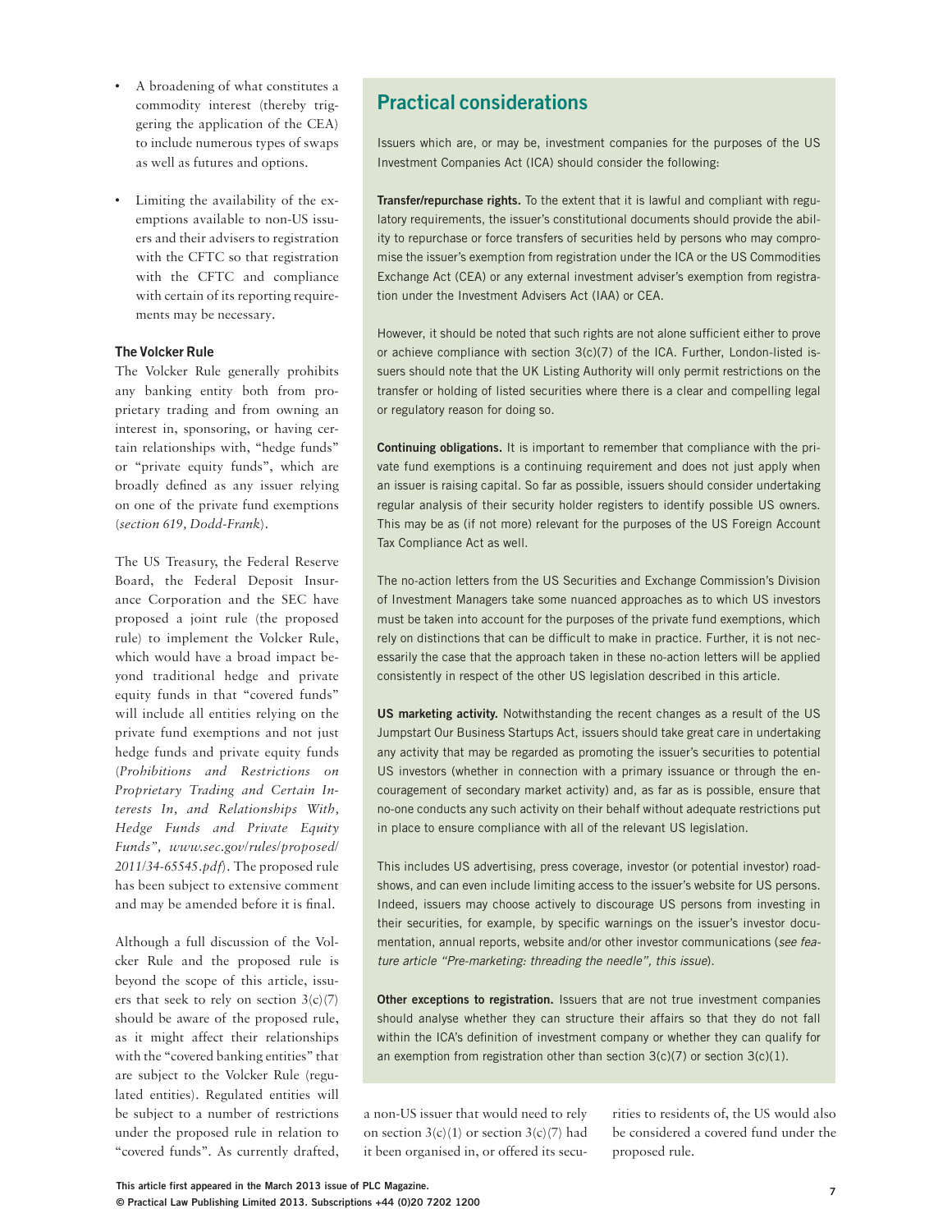- A broadening of what constitutes a commodity interest (thereby triggering the application of the CEA) to include numerous types of swaps as well as futures and options.

- Limiting the availability of the exemptions available to non-US issuers and their advisers to registration with the CFTC so that registration with the CFTC and compliance with certain of its reporting requirements may be necessary.

### The Volcker Rule

The Volcker Rule generally prohibits any banking entity both from proprietary trading and from owning an interest in, sponsoring, or having certain relationships with, "hedge funds" or "private equity funds", which are broadly defined as any issuer relying on one of the private fund exemptions (*section 619, Dodd-Frank*).

The US Treasury, the Federal Reserve Board, the Federal Deposit Insurance Corporation and the SEC have proposed a joint rule (the proposed rule) to implement the Volcker Rule, which would have a broad impact beyond traditional hedge and private equity funds in that "covered funds" will include all entities relying on the private fund exemptions and not just hedge funds and private equity funds (*Prohibitions and Restrictions on Proprietary Trading and Certain Interests In, and Relationships With, Hedge Funds and Private Equity Funds", www.sec.gov/rules/proposed/2011/34-65545.pdf*). The proposed rule has been subject to extensive comment and may be amended before it is final.

Although a full discussion of the Volcker Rule and the proposed rule is beyond the scope of this article, issuers that seek to rely on section 3(c)(7) should be aware of the proposed rule, as it might affect their relationships with the "covered banking entities" that are subject to the Volcker Rule (regulated entities). Regulated entities will be subject to a number of restrictions under the proposed rule in relation to "covered funds". As currently drafted, a non-US issuer that would need to rely on section 3(c)(1) or section 3(c)(7) had it been organised in, or offered its securities to residents of, the US would also be considered a covered fund under the proposed rule.

## Practical considerations

Issuers which are, or may be, investment companies for the purposes of the US Investment Companies Act (ICA) should consider the following:

**Transfer/repurchase rights.** To the extent that it is lawful and compliant with regulatory requirements, the issuer's constitutional documents should provide the ability to repurchase or force transfers of securities held by persons who may compromise the issuer's exemption from registration under the ICA or the US Commodities Exchange Act (CEA) or any external investment adviser's exemption from registration under the Investment Advisers Act (IAA) or CEA.

However, it should be noted that such rights are not alone sufficient either to prove or achieve compliance with section 3(c)(7) of the ICA. Further, London-listed issuers should note that the UK Listing Authority will only permit restrictions on the transfer or holding of listed securities where there is a clear and compelling legal or regulatory reason for doing so.

**Continuing obligations.** It is important to remember that compliance with the private fund exemptions is a continuing requirement and does not just apply when an issuer is raising capital. So far as possible, issuers should consider undertaking regular analysis of their security holder registers to identify possible US owners. This may be as (if not more) relevant for the purposes of the US Foreign Account Tax Compliance Act as well.

The no-action letters from the US Securities and Exchange Commission's Division of Investment Managers take some nuanced approaches as to which US investors must be taken into account for the purposes of the private fund exemptions, which rely on distinctions that can be difficult to make in practice. Further, it is not necessarily the case that the approach taken in these no-action letters will be applied consistently in respect of the other US legislation described in this article.

**US marketing activity.** Notwithstanding the recent changes as a result of the US Jumpstart Our Business Startups Act, issuers should take great care in undertaking any activity that may be regarded as promoting the issuer's securities to potential US investors (whether in connection with a primary issuance or through the encouragement of secondary market activity) and, as far as is possible, ensure that no-one conducts any such activity on their behalf without adequate restrictions put in place to ensure compliance with all of the relevant US legislation.

This includes US advertising, press coverage, investor (or potential investor) roadshows, and can even include limiting access to the issuer's website for US persons. Indeed, issuers may choose actively to discourage US persons from investing in their securities, for example, by specific warnings on the issuer's investor documentation, annual reports, website and/or other investor communications (*see feature article "Pre-marketing: threading the needle", this issue*).

**Other exceptions to registration.** Issuers that are not true investment companies should analyse whether they can structure their affairs so that they do not fall within the ICA's definition of investment company or whether they can qualify for an exemption from registration other than section 3(c)(7) or section 3(c)(1).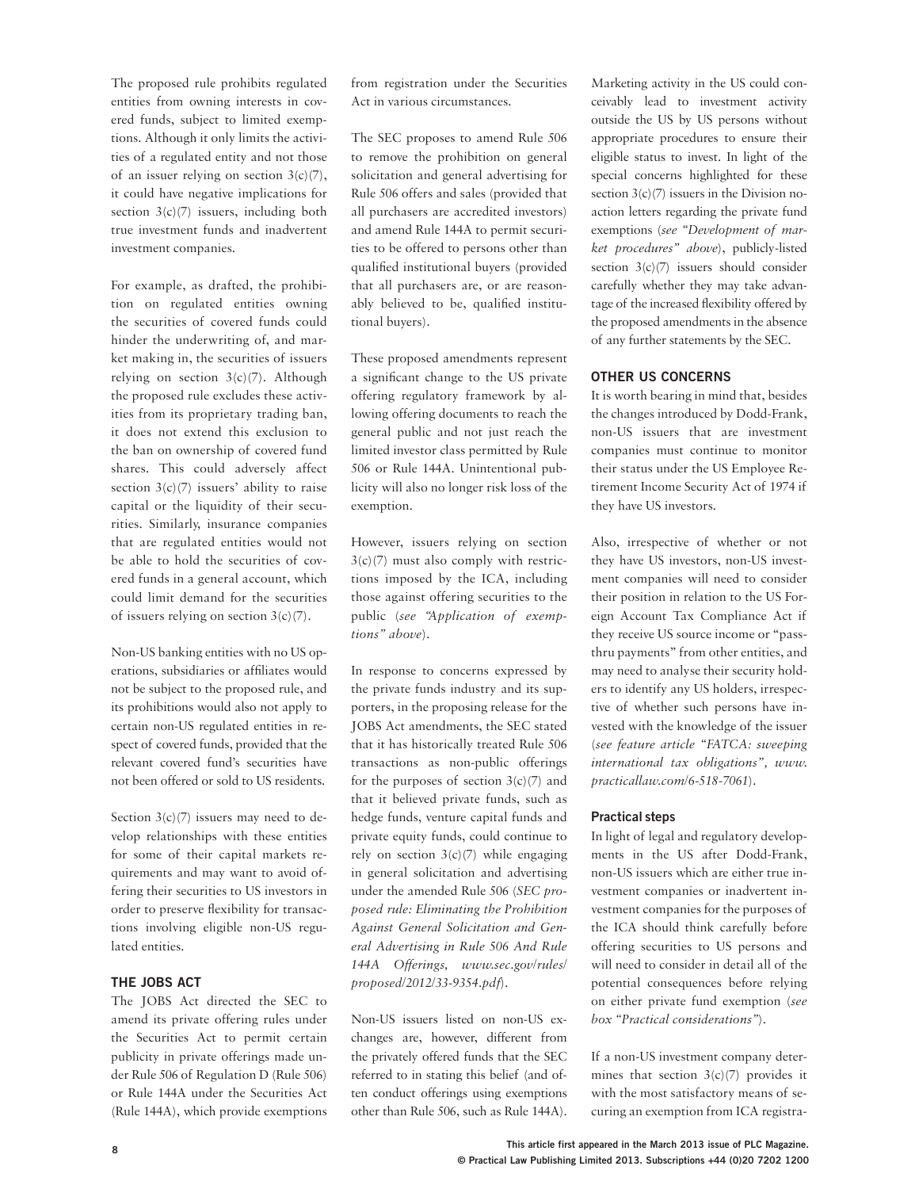The proposed rule prohibits regulated entities from owning interests in covered funds, subject to limited exemptions. Although it only limits the activities of a regulated entity and not those of an issuer relying on section 3(c)(7), it could have negative implications for section 3(c)(7) issuers, including both true investment funds and inadvertent investment companies.

For example, as drafted, the prohibition on regulated entities owning the securities of covered funds could hinder the underwriting of, and market making in, the securities of issuers relying on section 3(c)(7). Although the proposed rule excludes these activities from its proprietary trading ban, it does not extend this exclusion to the ban on ownership of covered fund shares. This could adversely affect section 3(c)(7) issuers' ability to raise capital or the liquidity of their securities. Similarly, insurance companies that are regulated entities would not be able to hold the securities of covered funds in a general account, which could limit demand for the securities of issuers relying on section 3(c)(7).

Non-US banking entities with no US operations, subsidiaries or affiliates would not be subject to the proposed rule, and its prohibitions would also not apply to certain non-US regulated entities in respect of covered funds, provided that the relevant covered fund's securities have not been offered or sold to US residents.

Section 3(c)(7) issuers may need to develop relationships with these entities for some of their capital markets requirements and may want to avoid offering their securities to US investors in order to preserve flexibility for transactions involving eligible non-US regulated entities.

### THE JOBS ACT

The JOBS Act directed the SEC to amend its private offering rules under the Securities Act to permit certain publicity in private offerings made under Rule 506 of Regulation D (Rule 506) or Rule 144A under the Securities Act (Rule 144A), which provide exemptions from registration under the Securities Act in various circumstances.

The SEC proposes to amend Rule 506 to remove the prohibition on general solicitation and general advertising for Rule 506 offers and sales (provided that all purchasers are accredited investors) and amend Rule 144A to permit securities to be offered to persons other than qualified institutional buyers (provided that all purchasers are, or are reasonably believed to be, qualified institutional buyers).

These proposed amendments represent a significant change to the US private offering regulatory framework by allowing offering documents to reach the general public and not just reach the limited investor class permitted by Rule 506 or Rule 144A. Unintentional publicity will also no longer risk loss of the exemption.

However, issuers relying on section 3(c)(7) must also comply with restrictions imposed by the ICA, including those against offering securities to the public (*see "Application of exemptions" above*).

In response to concerns expressed by the private funds industry and its supporters, in the proposing release for the JOBS Act amendments, the SEC stated that it has historically treated Rule 506 transactions as non-public offerings for the purposes of section 3(c)(7) and that it believed private funds, such as hedge funds, venture capital funds and private equity funds, could continue to rely on section 3(c)(7) while engaging in general solicitation and advertising under the amended Rule 506 (*SEC proposed rule: Eliminating the Prohibition Against General Solicitation and General Advertising in Rule 506 And Rule 144A Offerings, www.sec.gov/rules/proposed/2012/33-9354.pdf*).

Non-US issuers listed on non-US exchanges are, however, different from the privately offered funds that the SEC referred to in stating this belief (and often conduct offerings using exemptions other than Rule 506, such as Rule 144A). Marketing activity in the US could conceivably lead to investment activity outside the US by US persons without appropriate procedures to ensure their eligible status to invest. In light of the special concerns highlighted for these section 3(c)(7) issuers in the Division no-action letters regarding the private fund exemptions (*see "Development of market procedures" above*), publicly-listed section 3(c)(7) issuers should consider carefully whether they may take advantage of the increased flexibility offered by the proposed amendments in the absence of any further statements by the SEC.

### OTHER US CONCERNS

It is worth bearing in mind that, besides the changes introduced by Dodd-Frank, non-US issuers that are investment companies must continue to monitor their status under the US Employee Retirement Income Security Act of 1974 if they have US investors.

Also, irrespective of whether or not they have US investors, non-US investment companies will need to consider their position in relation to the US Foreign Account Tax Compliance Act if they receive US source income or "passthru payments" from other entities, and may need to analyse their security holders to identify any US holders, irrespective of whether such persons have invested with the knowledge of the issuer (*see feature article "FATCA: sweeping international tax obligations", www.practicallaw.com/6-518-7061*).

#### Practical steps

In light of legal and regulatory developments in the US after Dodd-Frank, non-US issuers which are either true investment companies or inadvertent investment companies for the purposes of the ICA should think carefully before offering securities to US persons and will need to consider in detail all of the potential consequences before relying on either private fund exemption (*see box "Practical considerations"*).

If a non-US investment company determines that section 3(c)(7) provides it with the most satisfactory means of securing an exemption from ICA registra-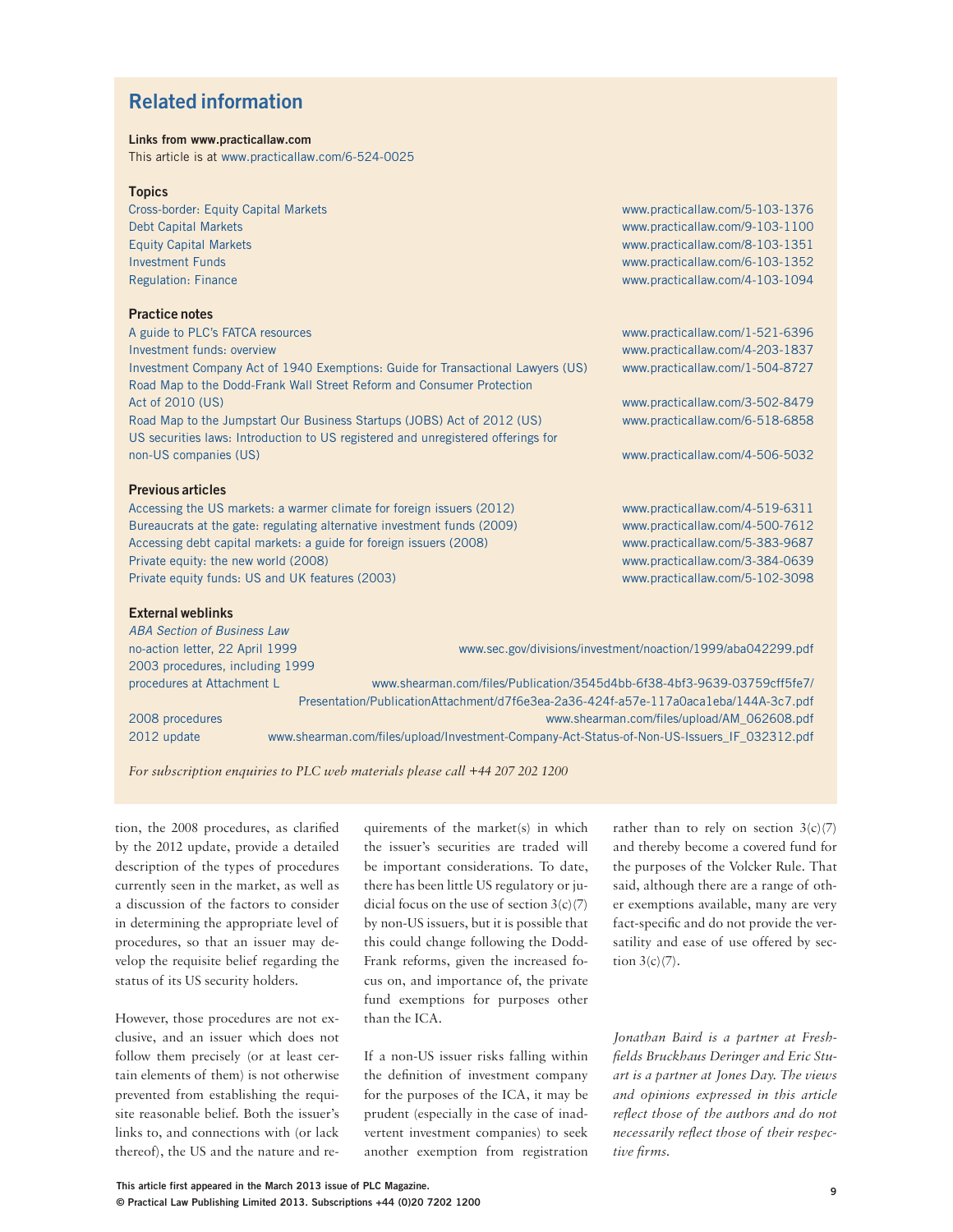## Related information

**Links from www.practicallaw.com**

This article is at www.practicallaw.com/6-524-0025

### Topics

| | |
|---|---|
| Cross-border: Equity Capital Markets | www.practicallaw.com/5-103-1376 |
| Debt Capital Markets | www.practicallaw.com/9-103-1100 |
| Equity Capital Markets | www.practicallaw.com/8-103-1351 |
| Investment Funds | www.practicallaw.com/6-103-1352 |
| Regulation: Finance | www.practicallaw.com/4-103-1094 |

### Practice notes

| | |
|---|---|
| A guide to PLC's FATCA resources | www.practicallaw.com/1-521-6396 |
| Investment funds: overview | www.practicallaw.com/4-203-1837 |
| Investment Company Act of 1940 Exemptions: Guide for Transactional Lawyers (US) | www.practicallaw.com/1-504-8727 |
| Road Map to the Dodd-Frank Wall Street Reform and Consumer Protection Act of 2010 (US) | www.practicallaw.com/3-502-8479 |
| Road Map to the Jumpstart Our Business Startups (JOBS) Act of 2012 (US) | www.practicallaw.com/6-518-6858 |
| US securities laws: Introduction to US registered and unregistered offerings for non-US companies (US) | www.practicallaw.com/4-506-5032 |

### Previous articles

| | |
|---|---|
| Accessing the US markets: a warmer climate for foreign issuers (2012) | www.practicallaw.com/4-519-6311 |
| Bureaucrats at the gate: regulating alternative investment funds (2009) | www.practicallaw.com/4-500-7612 |
| Accessing debt capital markets: a guide for foreign issuers (2008) | www.practicallaw.com/5-383-9687 |
| Private equity: the new world (2008) | www.practicallaw.com/3-384-0639 |
| Private equity funds: US and UK features (2003) | www.practicallaw.com/5-102-3098 |

### External weblinks

| | |
|---|---|
| *ABA Section of Business Law* no-action letter, 22 April 1999 | www.sec.gov/divisions/investment/noaction/1999/aba042299.pdf |
| 2003 procedures, including 1999 procedures at Attachment L | www.shearman.com/files/Publication/3545d4bb-6f38-4bf3-9639-03759cff5fe7/Presentation/PublicationAttachment/d7f6e3ea-2a36-424f-a57e-117a0aca1eba/144A-3c7.pdf |
| 2008 procedures | www.shearman.com/files/upload/AM_062608.pdf |
| 2012 update | www.shearman.com/files/upload/Investment-Company-Act-Status-of-Non-US-Issuers_IF_032312.pdf |

*For subscription enquiries to PLC web materials please call +44 207 202 1200*

tion, the 2008 procedures, as clarified by the 2012 update, provide a detailed description of the types of procedures currently seen in the market, as well as a discussion of the factors to consider in determining the appropriate level of procedures, so that an issuer may develop the requisite belief regarding the status of its US security holders.

However, those procedures are not exclusive, and an issuer which does not follow them precisely (or at least certain elements of them) is not otherwise prevented from establishing the requisite reasonable belief. Both the issuer's links to, and connections with (or lack thereof), the US and the nature and requirements of the market(s) in which the issuer's securities are traded will be important considerations. To date, there has been little US regulatory or judicial focus on the use of section 3(c)(7) by non-US issuers, but it is possible that this could change following the Dodd-Frank reforms, given the increased focus on, and importance of, the private fund exemptions for purposes other than the ICA.

If a non-US issuer risks falling within the definition of investment company for the purposes of the ICA, it may be prudent (especially in the case of inadvertent investment companies) to seek another exemption from registration rather than to rely on section 3(c)(7) and thereby become a covered fund for the purposes of the Volcker Rule. That said, although there are a range of other exemptions available, many are very fact-specific and do not provide the versatility and ease of use offered by section 3(c)(7).

*Jonathan Baird is a partner at Freshfields Bruckhaus Deringer and Eric Stuart is a partner at Jones Day. The views and opinions expressed in this article reflect those of the authors and do not necessarily reflect those of their respective firms.*

**This article first appeared in the March 2013 issue of PLC Magazine.**
**© Practical Law Publishing Limited 2013. Subscriptions +44 (0)20 7202 1200**